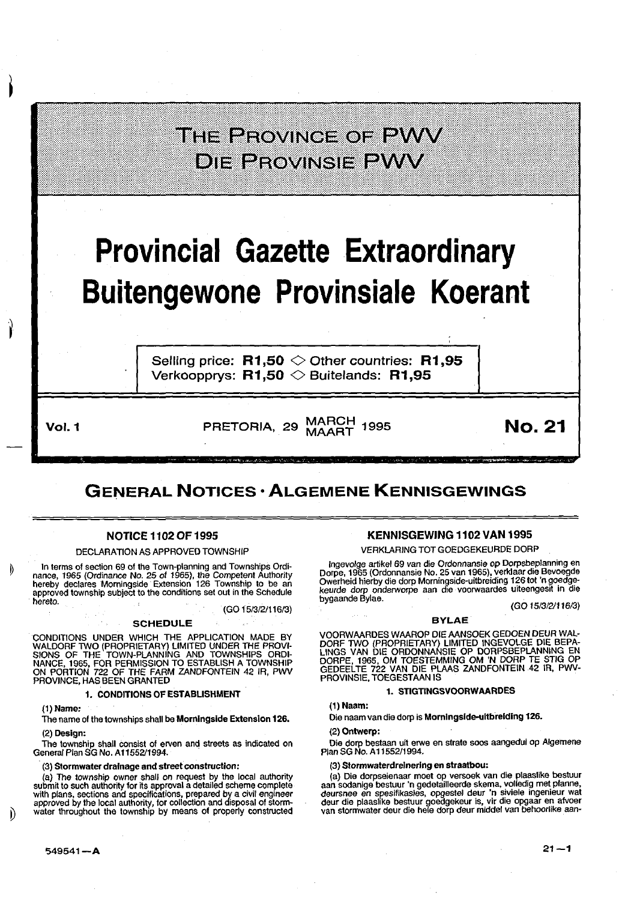# THE PROVINCE OF PWV
# DIE PROVINSIE PWV

# Provincial Gazette Extraordinary
# Buitengewone Provinsiale Koerant

Selling price: **R1,50** ◇ Other countries: **R1,95**
Verkoopprys: **R1,50** ◇ Buitelands: **R1,95**

Vol. 1 — PRETORIA, 29 MARCH MAART 1995 — **No. 21**

## GENERAL NOTICES · ALGEMENE KENNISGEWINGS

### NOTICE 1102 OF 1995

DECLARATION AS APPROVED TOWNSHIP

In terms of section 69 of the Town-planning and Townships Ordinance, 1965 (*Ordinance No. 25 of 1965*), the Competent Authority hereby declares Morningside Extension 126 Township to be an approved township subject to the conditions set out in the Schedule hereto.

(GO 15/3/2/116/3)

#### SCHEDULE

CONDITIONS UNDER WHICH THE APPLICATION MADE BY WALDORF TWO (PROPRIETARY) LIMITED UNDER THE PROVISIONS OF THE TOWN-PLANNING AND TOWNSHIPS ORDINANCE, 1965, FOR PERMISSION TO ESTABLISH A TOWNSHIP ON PORTION 722 OF THE FARM ZANDFONTEIN 42 IR, PWV PROVINCE, HAS BEEN GRANTED

**1. CONDITIONS OF ESTABLISHMENT**

**(1) Name:**

The name of the townships shall be **Morningside Extension 126.**

(2) **Design:**

The township shall consist of erven and streets as indicated on General Plan SG No. A11552/1994.

(3) **Stormwater drainage and street construction:**

(a) The township owner shall on request by the local authority submit to such authority for its approval a detailed scheme complete with plans, sections and specifications, prepared by a civil engineer approved by the local authority, for collection and disposal of stormwater throughout the township by means of properly constructed

### KENNISGEWING 1102 VAN 1995

VERKLARING TOT GOEDGEKEURDE DORP

Ingevolge artikel 69 van die Ordonnansie op Dorpsbeplanning en Dorpe, 1965 (Ordonnansie No. 25 van 1965), verklaar die Bevoegde Owerheid hierby die dorp Morningside-uitbreiding 126 tot 'n *goedgekeurde dorp* onderworpe aan die voorwaardes uiteengesit in die bygaande Bylae.

(GO 15/3/2/116/3)

#### BYLAE

VOORWAARDES WAAROP DIE AANSOEK GEDOEN DEUR WALDORF TWO (PROPRIETARY) LIMITED INGEVOLGE DIE BEPALINGS VAN DIE ORDONNANSIE OP DORPSBEPLANNING EN DORPE, 1965, OM TOESTEMMING OM 'N DORP TE STIG OP GEDEELTE 722 VAN DIE PLAAS ZANDFONTEIN 42 IR, PWV-PROVINSIE, TOEGESTAAN IS

**1. STIGTINGSVOORWAARDES**

**(1) Naam:**

Die naam van die dorp is **Morningside-uitbreiding 126.**

**(2) Ontwerp:**

Die dorp bestaan uit erwe en strate soos aangedui op Algemene Plan SG No. A11552/1994.

(3) **Stormwaterdreinering en straatbou:**

(a) Die dorpseienaar moet op versoek van die plaaslike bestuur aan sodanige bestuur 'n gedetailleerde skema, volledig met planne, deursnee en spesifikasies, opgestel deur 'n siviele ingenieur wat deur die plaaslike bestuur goedgekeur is, vir die opgaar en afvoer van stormwater deur die hele dorp deur middel van behoorlike aan-

549541—A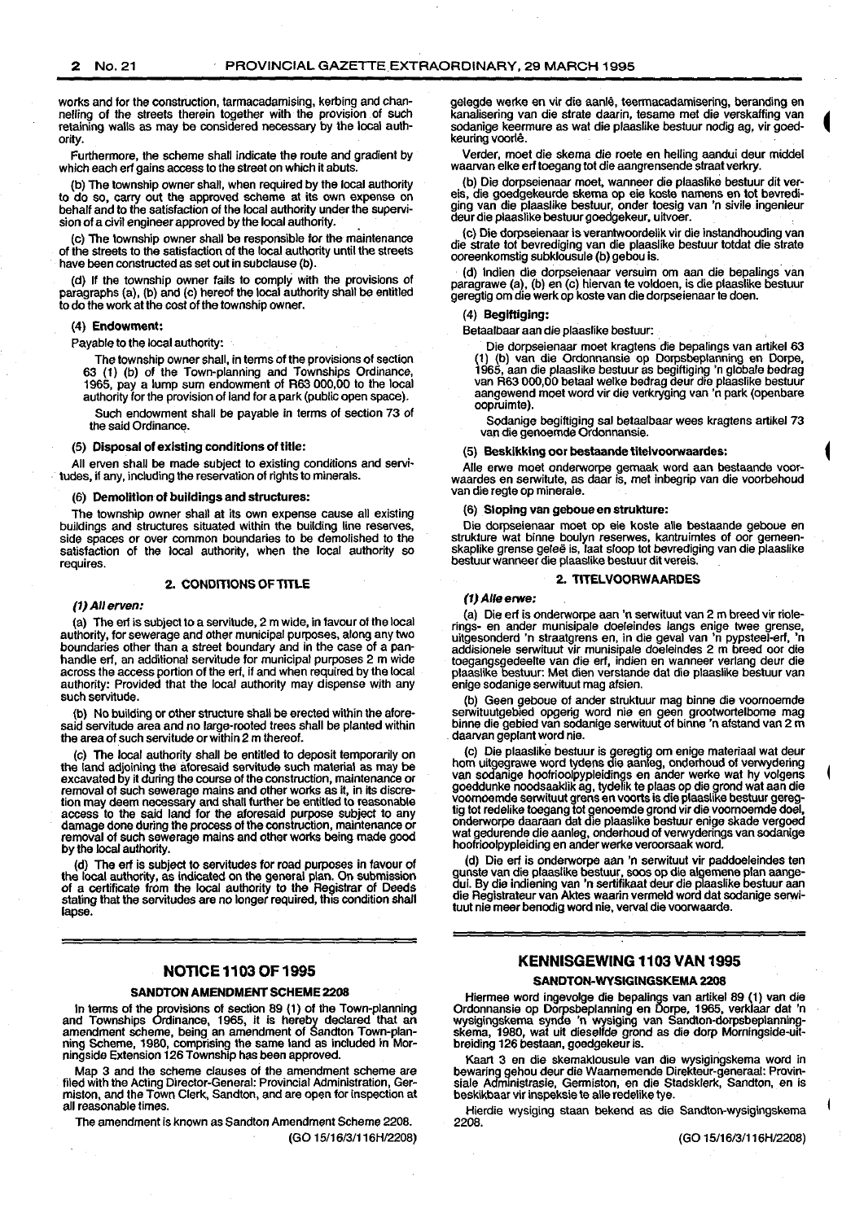works and for the construction, tarmacadamising, kerbing and channelling of the streets therein together with the provision of such retaining walls as may be considered necessary by the local authority.

Furthermore, the scheme shall indicate the route and gradient by which each erf gains access to the street on which it abuts.

(b) The township owner shall, when required by the local authority to do so, carry out the approved scheme at its own expense on behalf and to the satisfaction of the local authority under the supervision of a civil engineer approved by the local authority.

(c) The township owner shall be responsible for the maintenance of the streets to the satisfaction of the local authority until the streets have been constructed as set out in subclause (b).

(d) If the township owner fails to comply with the provisions of paragraphs (a), (b) and (c) hereof the local authority shall be entitled to do the work at the cost of the township owner.

**(4) Endowment:**

Payable to the local authority:

The township owner shall, in terms of the provisions of section 63 (1) (b) of the Town-planning and Townships Ordinance, 1965, pay a lump sum endowment of R63 000,00 to the local authority for the provision of land for a park (public open space).

Such endowment shall be payable in terms of section 73 of the said Ordinance.

**(5) Disposal of existing conditions of title:**

All erven shall be made subject to existing conditions and servitudes, if any, including the reservation of rights to minerals.

**(6) Demolition of buildings and structures:**

The township owner shall at its own expense cause all existing buildings and structures situated within the building line reserves, side spaces or over common boundaries to be demolished to the satisfaction of the local authority, when the local authority so requires.

## 2. CONDITIONS OF TITLE

***(1) All erven:***

(a) The erf is subject to a servitude, 2 m wide, in favour of the local authority, for sewerage and other municipal purposes, along any two boundaries other than a street boundary and in the case of a panhandle erf, an additional servitude for municipal purposes 2 m wide across the access portion of the erf, if and when required by the local authority: Provided that the local authority may dispense with any such servitude.

(b) No building or other structure shall be erected within the aforesaid servitude area and no large-rooted trees shall be planted within the area of such servitude or within 2 m thereof.

(c) The local authority shall be entitled to deposit temporarily on the land adjoining the aforesaid servitude such material as may be excavated by it during the course of the construction, maintenance or removal of such sewerage mains and other works as it, in its discretion may deem necessary and shall further be entitled to reasonable access to the said land for the aforesaid purpose subject to any damage done during the process of the construction, maintenance or removal of such sewerage mains and other works being made good by the local authority.

(d) The erf is subject to servitudes for road purposes in favour of the local authority, as indicated on the general plan. On submission of a certificate from the local authority to the Registrar of Deeds stating that the servitudes are no longer required, this condition shall lapse.

gelegde werke en vir die aanlê, teermacadamisering, beranding en kanalisering van die strate daarin, tesame met die verskaffing van sodanige keermure as wat die plaaslike bestuur nodig ag, vir goedkeuring voorlê.

Verder, moet die skema die roete en helling aandui deur middel waarvan elke erf toegang tot die aangrensende straat verkry.

(b) Die dorpseienaar moet, wanneer die plaaslike bestuur dit vereis, die goedgekeurde skema op eie koste namens en tot bevrediging van die plaaslike bestuur, onder toesig van 'n sivile ingenieur deur die plaaslike bestuur goedgekeur, uitvoer.

(c) Die dorpseienaar is verantwoordelik vir die instandhouding van die strate tot bevrediging van die plaaslike bestuur totdat die strate ooreenkomstig subklousule (b) gebou is.

(d) Indien die dorpseienaar versuim om aan die bepalings van paragrawe (a), (b) en (c) hiervan te voldoen, is die plaaslike bestuur geregtig om die werk op koste van die dorpseienaar te doen.

**(4) Begiftiging:**

Betaalbaar aan die plaaslike bestuur:

Die dorpseienaar moet kragtens die bepalings van artikel 63 (1) (b) van die Ordonnansie op Dorpsbeplanning en Dorpe, 1965, aan die plaaslike bestuur as begiftiging 'n globale bedrag van R63 000,00 betaal welke bedrag deur die plaaslike bestuur aangewend moet word vir die verkryging van 'n park (openbare oopruimte).

Sodanige begiftiging sal betaalbaar wees kragtens artikel 73 van die genoemde Ordonnansie.

**(5) Beskikking oor bestaande titelvoorwaardes:**

Alle erwe moet onderworpe gemaak word aan bestaande voorwaardes en serwitute, as daar is, met inbegrip van die voorbehoud van die regte op minerale.

**(6) Sloping van geboue en strukture:**

Die dorpseienaar moet op eie koste alle bestaande geboue en strukture wat binne boulyn reserwes, kantruimtes of oor gemeenskaplike grense geleë is, laat sloop tot bevrediging van die plaaslike bestuur wanneer die plaaslike bestuur dit vereis.

## 2. TITELVOORWAARDES

***(1) Alle erwe:***

(a) Die erf is onderworpe aan 'n serwituut van 2 m breed vir riolerings- en ander munisipale doeleindes langs enige twee grense, uitgesonderd 'n straatgrens en, in die geval van 'n pypsteel-erf, 'n addisionele serwituut vir munisipale doeleindes 2 m breed oor die toegangsgedeelte van die erf, indien en wanneer verlang deur die plaaslike bestuur: Met dien verstande dat die plaaslike bestuur van enige sodanige serwituut mag afsien.

(b) Geen geboue of ander struktuur mag binne die voornoemde serwituutgebied opgerig word nie en geen grootwortelbome mag binne die gebied van sodanige serwituut of binne 'n afstand van 2 m daarvan geplant word nie.

(c) Die plaaslike bestuur is geregtig om enige materiaal wat deur hom uitgegrawe word tydens die aanleg, onderhoud of verwydering van sodanige hoofrioolpypleidings en ander werke wat hy volgens goeddunke noodsaaklik ag, tydelik te plaas op die grond wat aan die voornoemde serwituut grens en voorts is die plaaslike bestuur geregtig tot redelike toegang tot genoemde grond vir die voornoemde doel, onderworpe daaraan dat die plaaslike bestuur enige skade vergoed wat gedurende die aanleg, onderhoud of verwyderings van sodanige hoofrioolpypleiding en ander werke veroorsaak word.

(d) Die erf is onderworpe aan 'n serwituut vir paddoeleindes ten gunste van die plaaslike bestuur, soos op die algemene plan aangedui. By die indiening van 'n sertifikaat deur die plaaslike bestuur aan die Registrateur van Aktes waarin vermeld word dat sodanige serwituut nie meer benodig word nie, verval die voorwaarde.

## NOTICE 1103 OF 1995

### SANDTON AMENDMENT SCHEME 2208

In terms of the provisions of section 89 (1) of the Town-planning and Townships Ordinance, 1965, it is hereby declared that an amendment scheme, being an amendment of Sandton Town-planning Scheme, 1980, comprising the same land as included in Morningside Extension 126 Township has been approved.

Map 3 and the scheme clauses of the amendment scheme are filed with the Acting Director-General: Provincial Administration, Germiston, and the Town Clerk, Sandton, and are open for inspection at all reasonable times.

The amendment is known as Sandton Amendment Scheme 2208.

(GO 15/16/3/116H/2208)

## KENNISGEWING 1103 VAN 1995

### SANDTON-WYSIGINGSKEMA 2208

Hiermee word ingevolge die bepalings van artikel 89 (1) van die Ordonnansie op Dorpsbeplanning en Dorpe, 1965, verklaar dat 'n wysigingskema synde 'n wysiging van Sandton-dorpsbeplanningskema, 1980, wat uit dieselfde grond as die dorp Morningside-uitbreiding 126 bestaan, goedgekeur is.

Kaart 3 en die skemaklousule van die wysigingskema word in bewaring gehou deur die Waarnemende Direkteur-generaal: Provinsiale Administrasie, Germiston, en die Stadsklerk, Sandton, en is beskikbaar vir inspeksie te alle redelike tye.

Hierdie wysiging staan bekend as die Sandton-wysigingskema 2208.

(GO 15/16/3/116H/2208)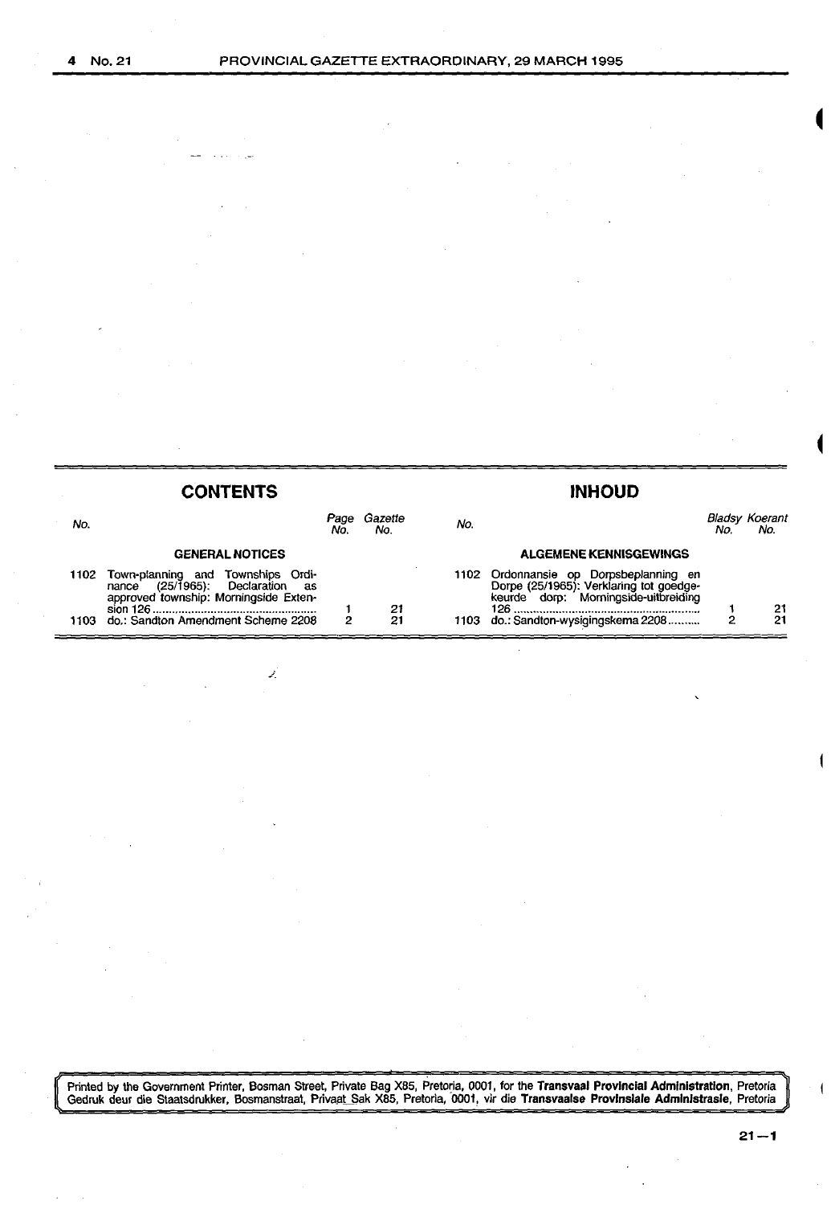## CONTENTS

| No. | | Page No. | Gazette No. |
|---|---|---|---|
| | **GENERAL NOTICES** | | |
| 1102 | Town-planning and Townships Ordinance (25/1965): Declaration as approved township: Morningside Extension 126 | 1 | 21 |
| 1103 | do.: Sandton Amendment Scheme 2208 | 2 | 21 |

## INHOUD

| No. | | Bladsy No. | Koerant No. |
|---|---|---|---|
| | **ALGEMENE KENNISGEWINGS** | | |
| 1102 | Ordonnansie op Dorpsbeplanning en Dorpe (25/1965): Verklaring tot goedgekeurde dorp: Morningside-uitbreiding 126 | 1 | 21 |
| 1103 | do.: Sandton-wysigingskema 2208 | 2 | 21 |

Printed by the Government Printer, Bosman Street, Private Bag X85, Pretoria, 0001, for the **Transvaal Provincial Administration**, Pretoria
Gedruk deur die Staatsdrukker, Bosmanstraat, Privaat Sak X85, Pretoria, 0001, vir die **Transvaalse Provinsiale Administrasie**, Pretoria

21—1